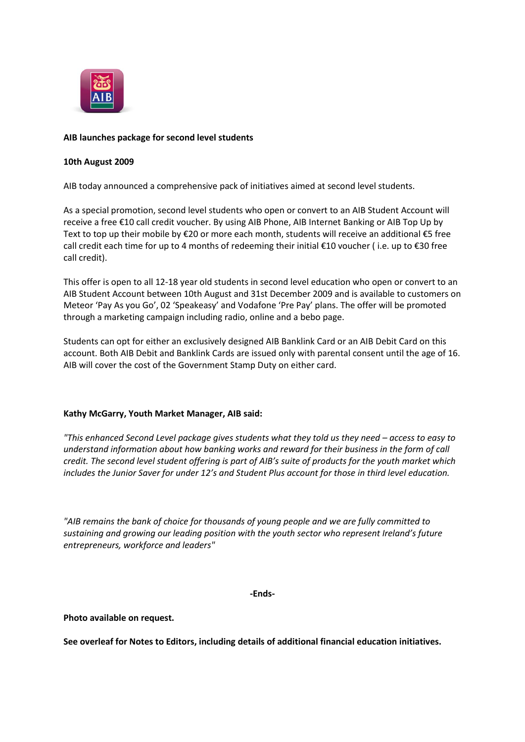**AIB launches package for second level students**

**10th August 2009**

AIB today announced a comprehensive pack of initiatives aimed at second level students.

As a special promotion, second level students who open or convert to an AIB Student Account will receive a free €10 call credit voucher. By using AIB Phone, AIB Internet Banking or AIB Top Up by Text to top up their mobile by €20 or more each month, students will receive an additional €5 free call credit each time for up to 4 months of redeeming their initial €10 voucher ( i.e. up to €30 free call credit).

This offer is open to all 12-18 year old students in second level education who open or convert to an AIB Student Account between 10th August and 31st December 2009 and is available to customers on Meteor 'Pay As you Go', 02 'Speakeasy' and Vodafone 'Pre Pay' plans. The offer will be promoted through a marketing campaign including radio, online and a bebo page.

Students can opt for either an exclusively designed AIB Banklink Card or an AIB Debit Card on this account. Both AIB Debit and Banklink Cards are issued only with parental consent until the age of 16. AIB will cover the cost of the Government Stamp Duty on either card.

**Kathy McGarry, Youth Market Manager, AIB said:**

*"This enhanced Second Level package gives students what they told us they need – access to easy to understand information about how banking works and reward for their business in the form of call credit. The second level student offering is part of AIB's suite of products for the youth market which includes the Junior Saver for under 12's and Student Plus account for those in third level education.*

*"AIB remains the bank of choice for thousands of young people and we are fully committed to sustaining and growing our leading position with the youth sector who represent Ireland's future entrepreneurs, workforce and leaders"*

**-Ends-**

**Photo available on request.**

**See overleaf for Notes to Editors, including details of additional financial education initiatives.**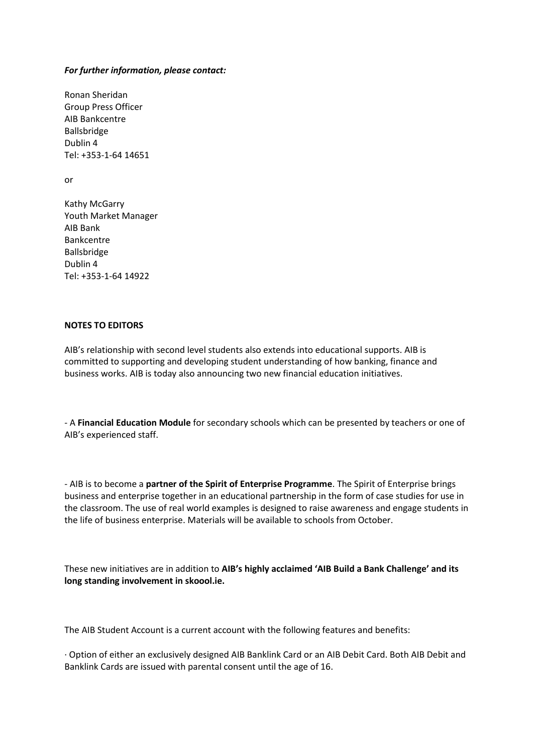***For further information, please contact:***

Ronan Sheridan
Group Press Officer
AIB Bankcentre
Ballsbridge
Dublin 4
Tel: +353-1-64 14651

or

Kathy McGarry
Youth Market Manager
AIB Bank
Bankcentre
Ballsbridge
Dublin 4
Tel: +353-1-64 14922

**NOTES TO EDITORS**

AIB's relationship with second level students also extends into educational supports. AIB is committed to supporting and developing student understanding of how banking, finance and business works. AIB is today also announcing two new financial education initiatives.

- A **Financial Education Module** for secondary schools which can be presented by teachers or one of AIB's experienced staff.

- AIB is to become a **partner of the Spirit of Enterprise Programme**. The Spirit of Enterprise brings business and enterprise together in an educational partnership in the form of case studies for use in the classroom. The use of real world examples is designed to raise awareness and engage students in the life of business enterprise. Materials will be available to schools from October.

These new initiatives are in addition to **AIB's highly acclaimed 'AIB Build a Bank Challenge' and its long standing involvement in skoool.ie.**

The AIB Student Account is a current account with the following features and benefits:

· Option of either an exclusively designed AIB Banklink Card or an AIB Debit Card. Both AIB Debit and Banklink Cards are issued with parental consent until the age of 16.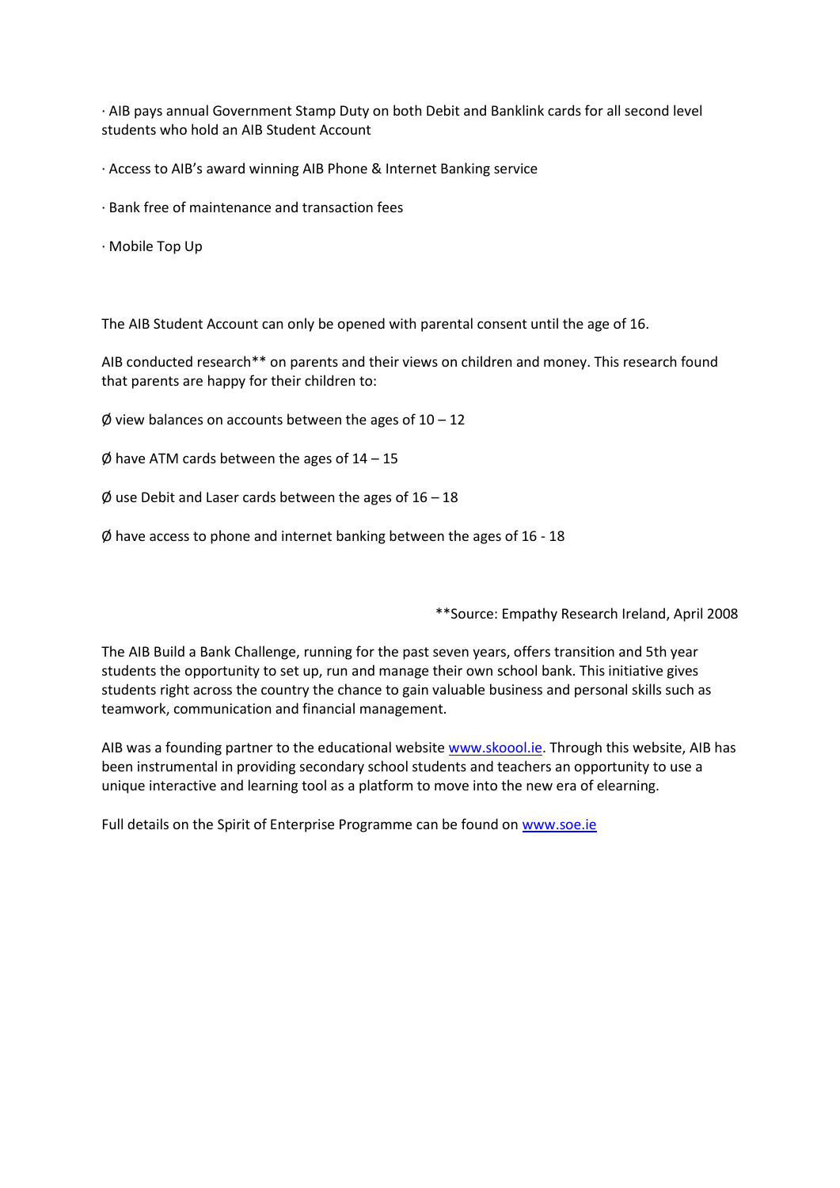· AIB pays annual Government Stamp Duty on both Debit and Banklink cards for all second level students who hold an AIB Student Account

· Access to AIB's award winning AIB Phone & Internet Banking service

· Bank free of maintenance and transaction fees

· Mobile Top Up

The AIB Student Account can only be opened with parental consent until the age of 16.

AIB conducted research** on parents and their views on children and money. This research found that parents are happy for their children to:

Ø view balances on accounts between the ages of 10 – 12

Ø have ATM cards between the ages of 14 – 15

Ø use Debit and Laser cards between the ages of 16 – 18

Ø have access to phone and internet banking between the ages of 16 - 18

**Source: Empathy Research Ireland, April 2008

The AIB Build a Bank Challenge, running for the past seven years, offers transition and 5th year students the opportunity to set up, run and manage their own school bank. This initiative gives students right across the country the chance to gain valuable business and personal skills such as teamwork, communication and financial management.

AIB was a founding partner to the educational website www.skoool.ie. Through this website, AIB has been instrumental in providing secondary school students and teachers an opportunity to use a unique interactive and learning tool as a platform to move into the new era of elearning.

Full details on the Spirit of Enterprise Programme can be found on www.soe.ie